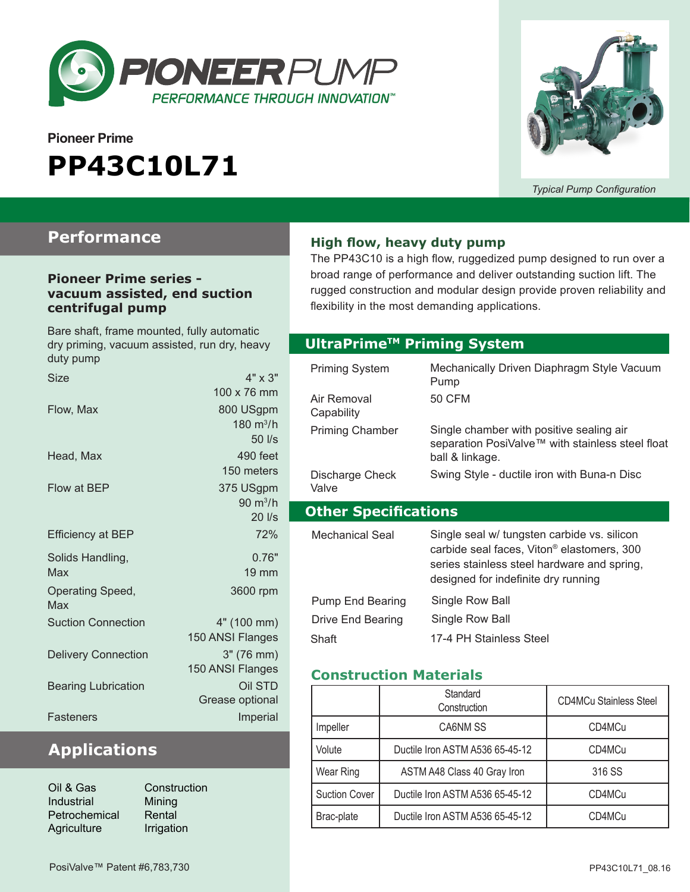PIONEERPUMP
PERFORMANCE THROUGH INNOVATION™

Pioneer Prime

# PP43C10L71

*Typical Pump Configuration*

## Performance

### Pioneer Prime series - vacuum assisted, end suction centrifugal pump

Bare shaft, frame mounted, fully automatic dry priming, vacuum assisted, run dry, heavy duty pump

| | |
|---|---|
| Size | 4" x 3"<br>100 x 76 mm |
| Flow, Max | 800 USgpm<br>180 $m^3/h$<br>50 l/s |
| Head, Max | 490 feet<br>150 meters |
| Flow at BEP | 375 USgpm<br>90 $m^3/h$<br>20 l/s |
| Efficiency at BEP | 72% |
| Solids Handling, Max | 0.76"<br>19 mm |
| Operating Speed, Max | 3600 rpm |
| Suction Connection | 4" (100 mm)<br>150 ANSI Flanges |
| Delivery Connection | 3" (76 mm)<br>150 ANSI Flanges |
| Bearing Lubrication | Oil STD<br>Grease optional |
| Fasteners | Imperial |

## Applications

- Oil & Gas
- Industrial
- Petrochemical
- Agriculture
- Construction
- Mining
- Rental
- Irrigation

## High flow, heavy duty pump

The PP43C10 is a high flow, ruggedized pump designed to run over a broad range of performance and deliver outstanding suction lift. The rugged construction and modular design provide proven reliability and flexibility in the most demanding applications.

## UltraPrime™ Priming System

| | |
|---|---|
| Priming System | Mechanically Driven Diaphragm Style Vacuum Pump |
| Air Removal Capability | 50 CFM |
| Priming Chamber | Single chamber with positive sealing air separation PosiValve™ with stainless steel float ball & linkage. |
| Discharge Check Valve | Swing Style - ductile iron with Buna-n Disc |

## Other Specifications

| | |
|---|---|
| Mechanical Seal | Single seal w/ tungsten carbide vs. silicon carbide seal faces, Viton® elastomers, 300 series stainless steel hardware and spring, designed for indefinite dry running |
| Pump End Bearing | Single Row Ball |
| Drive End Bearing | Single Row Ball |
| Shaft | 17-4 PH Stainless Steel |

## Construction Materials

| | Standard Construction | CD4MCu Stainless Steel |
|---|---|---|
| Impeller | CA6NM SS | CD4MCu |
| Volute | Ductile Iron ASTM A536 65-45-12 | CD4MCu |
| Wear Ring | ASTM A48 Class 40 Gray Iron | 316 SS |
| Suction Cover | Ductile Iron ASTM A536 65-45-12 | CD4MCu |
| Brac-plate | Ductile Iron ASTM A536 65-45-12 | CD4MCu |

PosiValve™ Patent #6,783,730

PP43C10L71_08.16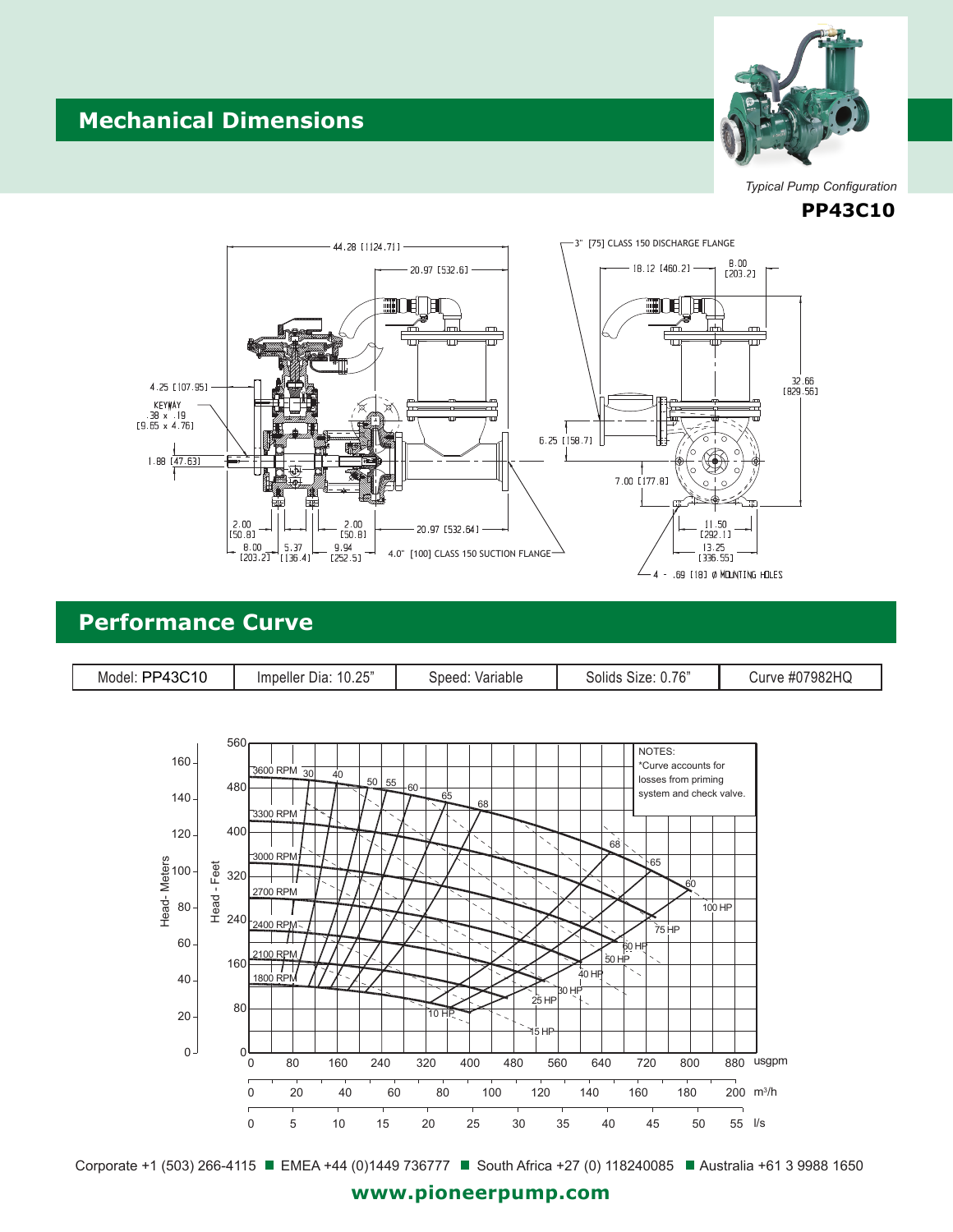## Mechanical Dimensions

*Typical Pump Configuration*

**PP43C10**

44.28 [1124.71]
20.97 [532.6]
3" [75] CLASS 150 DISCHARGE FLANGE
18.12 [460.2]
8.00 [203.2]
4.25 [107.95]
KEYWAY .38 x .19 [9.65 x 4.76]
32.66 [829.56]
1.88 [47.63]
6.25 [158.7]
7.00 [177.8]
2.00 [50.8]
2.00 [50.8]
20.97 [532.64]
11.50 [292.1]
8.00 [203.2]
5.37 [136.4]
9.94 [252.5]
4.0" [100] CLASS 150 SUCTION FLANGE
13.25 [336.55]
4 - .69 [18] Ø MOUNTING HOLES

## Performance Curve

| Model: PP43C10 | Impeller Dia: 10.25" | Speed: Variable | Solids Size: 0.76" | Curve #07982HQ |
|---|---|---|---|---|

NOTES:
*Curve accounts for losses from priming system and check valve.

3600 RPM
3300 RPM
3000 RPM
2700 RPM
2400 RPM
2100 RPM
1800 RPM

30, 40, 50, 55, 60, 65, 68, 68, 65, 60

100 HP
75 HP
60 HP
50 HP
40 HP
30 HP
25 HP
15 HP
10 HP

Head - Meters: 0, 20, 40, 60, 80, 100, 120, 140, 160
Head - Feet: 0, 80, 160, 240, 320, 400, 480, 560

usgpm: 0, 80, 160, 240, 320, 400, 480, 560, 640, 720, 800, 880
m³/h: 0, 20, 40, 60, 80, 100, 120, 140, 160, 180, 200
l/s: 0, 5, 10, 15, 20, 25, 30, 35, 40, 45, 50, 55

Corporate +1 (503) 266-4115 ■ EMEA +44 (0)1449 736777 ■ South Africa +27 (0) 118240085 ■ Australia +61 3 9988 1650

**www.pioneerpump.com**